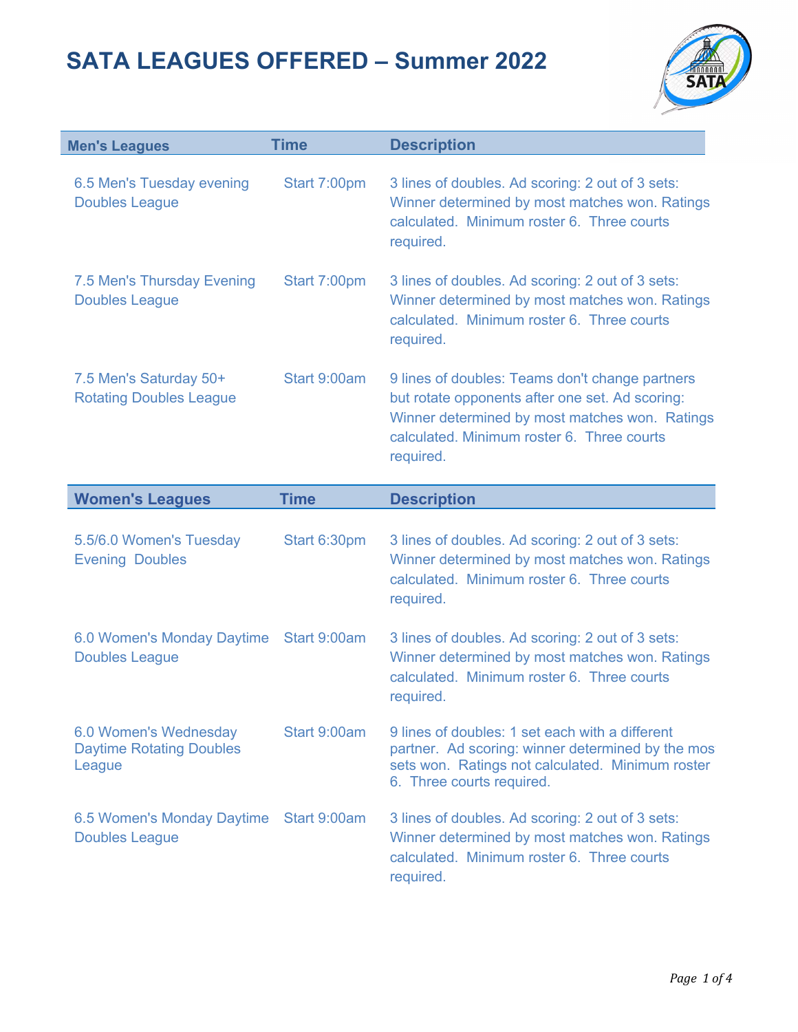# SATA LEAGUES OFFERED – Summer 2022

| Men's Leagues | Time | Description |
|---|---|---|
| 6.5 Men's Tuesday evening Doubles League | Start 7:00pm | 3 lines of doubles. Ad scoring: 2 out of 3 sets: Winner determined by most matches won. Ratings calculated. Minimum roster 6. Three courts required. |
| 7.5 Men's Thursday Evening Doubles League | Start 7:00pm | 3 lines of doubles. Ad scoring: 2 out of 3 sets: Winner determined by most matches won. Ratings calculated. Minimum roster 6. Three courts required. |
| 7.5 Men's Saturday 50+ Rotating Doubles League | Start 9:00am | 9 lines of doubles: Teams don't change partners but rotate opponents after one set. Ad scoring: Winner determined by most matches won. Ratings calculated. Minimum roster 6. Three courts required. |

| Women's Leagues | Time | Description |
|---|---|---|
| 5.5/6.0 Women's Tuesday Evening Doubles | Start 6:30pm | 3 lines of doubles. Ad scoring: 2 out of 3 sets: Winner determined by most matches won. Ratings calculated. Minimum roster 6. Three courts required. |
| 6.0 Women's Monday Daytime Doubles League | Start 9:00am | 3 lines of doubles. Ad scoring: 2 out of 3 sets: Winner determined by most matches won. Ratings calculated. Minimum roster 6. Three courts required. |
| 6.0 Women's Wednesday Daytime Rotating Doubles League | Start 9:00am | 9 lines of doubles: 1 set each with a different partner. Ad scoring: winner determined by the mos sets won. Ratings not calculated. Minimum roster 6. Three courts required. |
| 6.5 Women's Monday Daytime Doubles League | Start 9:00am | 3 lines of doubles. Ad scoring: 2 out of 3 sets: Winner determined by most matches won. Ratings calculated. Minimum roster 6. Three courts required. |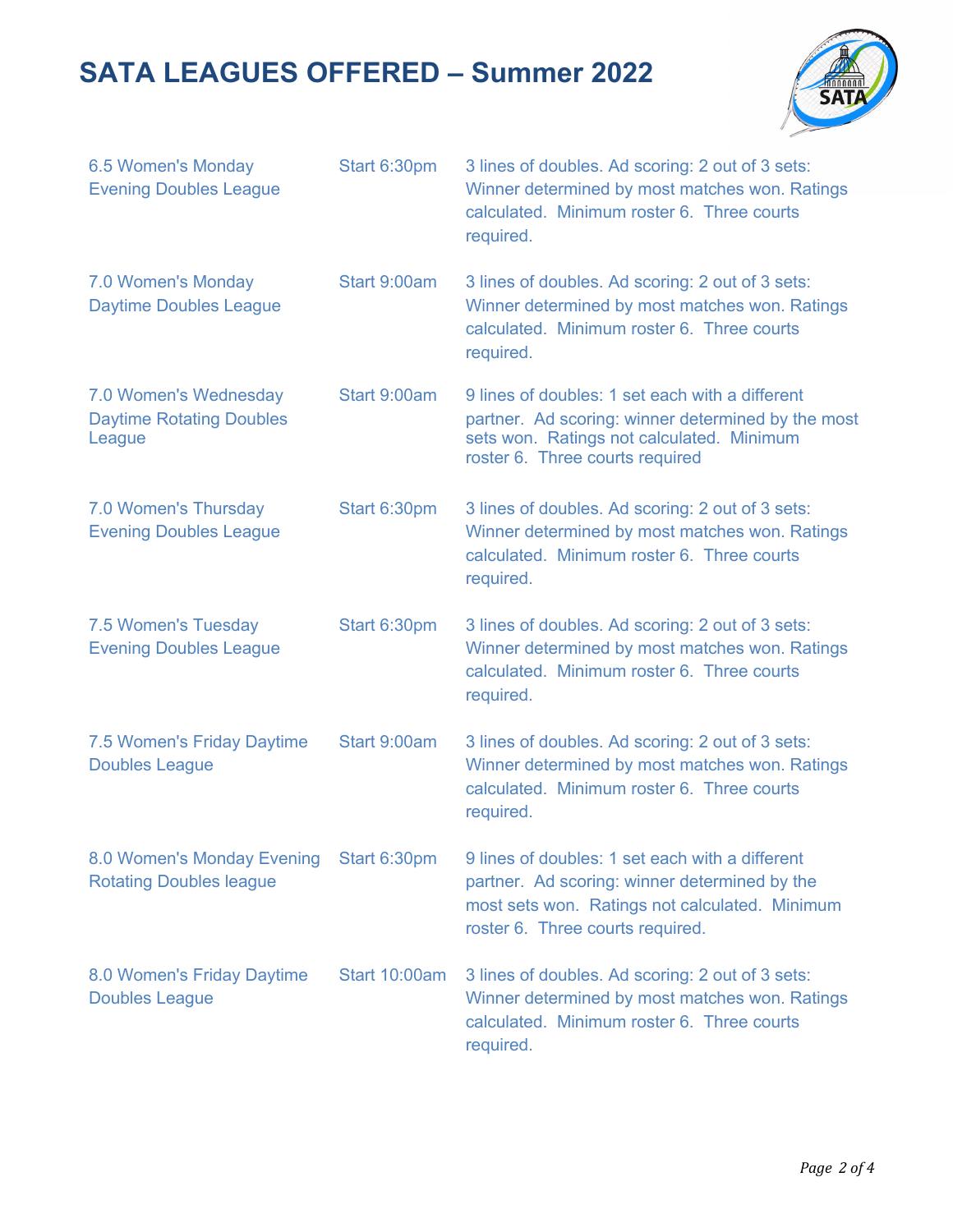# SATA LEAGUES OFFERED – Summer 2022

| League | Start | Details |
|---|---|---|
| 6.5 Women's Monday Evening Doubles League | Start 6:30pm | 3 lines of doubles. Ad scoring: 2 out of 3 sets: Winner determined by most matches won. Ratings calculated. Minimum roster 6. Three courts required. |
| 7.0 Women's Monday Daytime Doubles League | Start 9:00am | 3 lines of doubles. Ad scoring: 2 out of 3 sets: Winner determined by most matches won. Ratings calculated. Minimum roster 6. Three courts required. |
| 7.0 Women's Wednesday Daytime Rotating Doubles League | Start 9:00am | 9 lines of doubles: 1 set each with a different partner. Ad scoring: winner determined by the most sets won. Ratings not calculated. Minimum roster 6. Three courts required |
| 7.0 Women's Thursday Evening Doubles League | Start 6:30pm | 3 lines of doubles. Ad scoring: 2 out of 3 sets: Winner determined by most matches won. Ratings calculated. Minimum roster 6. Three courts required. |
| 7.5 Women's Tuesday Evening Doubles League | Start 6:30pm | 3 lines of doubles. Ad scoring: 2 out of 3 sets: Winner determined by most matches won. Ratings calculated. Minimum roster 6. Three courts required. |
| 7.5 Women's Friday Daytime Doubles League | Start 9:00am | 3 lines of doubles. Ad scoring: 2 out of 3 sets: Winner determined by most matches won. Ratings calculated. Minimum roster 6. Three courts required. |
| 8.0 Women's Monday Evening Rotating Doubles league | Start 6:30pm | 9 lines of doubles: 1 set each with a different partner. Ad scoring: winner determined by the most sets won. Ratings not calculated. Minimum roster 6. Three courts required. |
| 8.0 Women's Friday Daytime Doubles League | Start 10:00am | 3 lines of doubles. Ad scoring: 2 out of 3 sets: Winner determined by most matches won. Ratings calculated. Minimum roster 6. Three courts required. |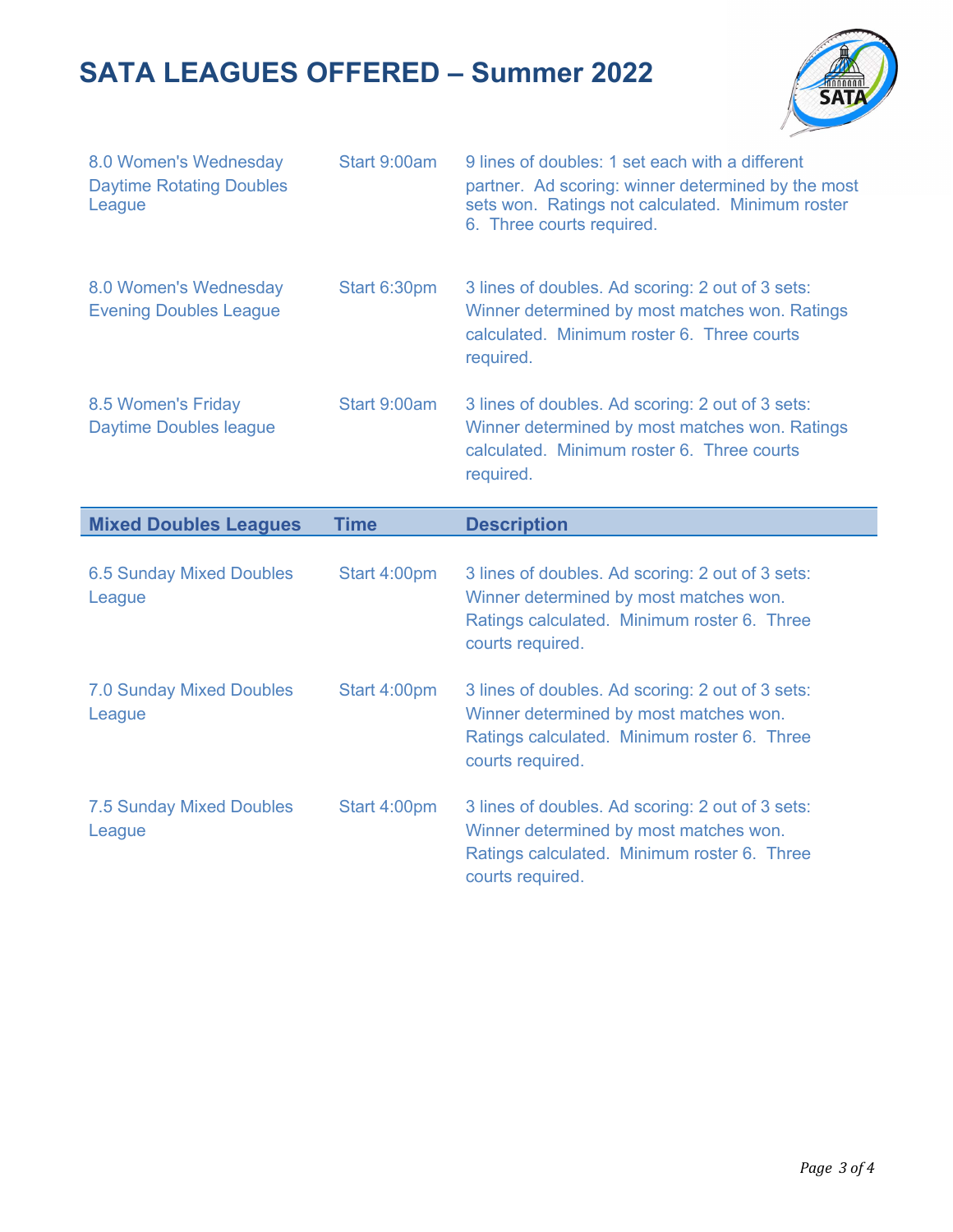# SATA LEAGUES OFFERED – Summer 2022

| | | |
|---|---|---|
| 8.0 Women's Wednesday Daytime Rotating Doubles League | Start 9:00am | 9 lines of doubles: 1 set each with a different partner. Ad scoring: winner determined by the most sets won. Ratings not calculated. Minimum roster 6. Three courts required. |
| 8.0 Women's Wednesday Evening Doubles League | Start 6:30pm | 3 lines of doubles. Ad scoring: 2 out of 3 sets: Winner determined by most matches won. Ratings calculated. Minimum roster 6. Three courts required. |
| 8.5 Women's Friday Daytime Doubles league | Start 9:00am | 3 lines of doubles. Ad scoring: 2 out of 3 sets: Winner determined by most matches won. Ratings calculated. Minimum roster 6. Three courts required. |

| Mixed Doubles Leagues | Time | Description |
|---|---|---|
| 6.5 Sunday Mixed Doubles League | Start 4:00pm | 3 lines of doubles. Ad scoring: 2 out of 3 sets: Winner determined by most matches won. Ratings calculated. Minimum roster 6. Three courts required. |
| 7.0 Sunday Mixed Doubles League | Start 4:00pm | 3 lines of doubles. Ad scoring: 2 out of 3 sets: Winner determined by most matches won. Ratings calculated. Minimum roster 6. Three courts required. |
| 7.5 Sunday Mixed Doubles League | Start 4:00pm | 3 lines of doubles. Ad scoring: 2 out of 3 sets: Winner determined by most matches won. Ratings calculated. Minimum roster 6. Three courts required. |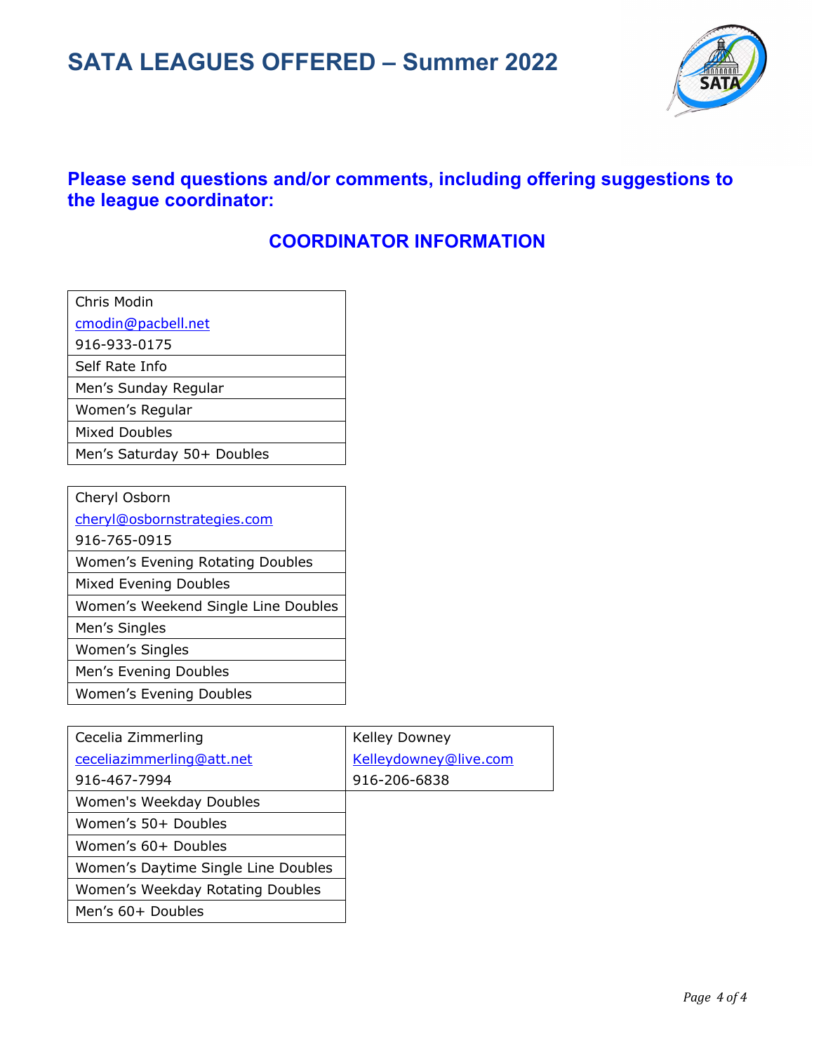# SATA LEAGUES OFFERED – Summer 2022

**Please send questions and/or comments, including offering suggestions to the league coordinator:**

## COORDINATOR INFORMATION

| |
|---|
| Chris Modin<br>cmodin@pacbell.net<br>916-933-0175 |
| Self Rate Info |
| Men's Sunday Regular |
| Women's Regular |
| Mixed Doubles |
| Men's Saturday 50+ Doubles |

| |
|---|
| Cheryl Osborn<br>cheryl@osbornstrategies.com<br>916-765-0915 |
| Women's Evening Rotating Doubles |
| Mixed Evening Doubles |
| Women's Weekend Single Line Doubles |
| Men's Singles |
| Women's Singles |
| Men's Evening Doubles |
| Women's Evening Doubles |

| | |
|---|---|
| Cecelia Zimmerling<br>ceceliazimmerling@att.net<br>916-467-7994 | Kelley Downey<br>Kelleydowney@live.com<br>916-206-6838 |
| Women's Weekday Doubles | |
| Women's 50+ Doubles | |
| Women's 60+ Doubles | |
| Women's Daytime Single Line Doubles | |
| Women's Weekday Rotating Doubles | |
| Men's 60+ Doubles | |